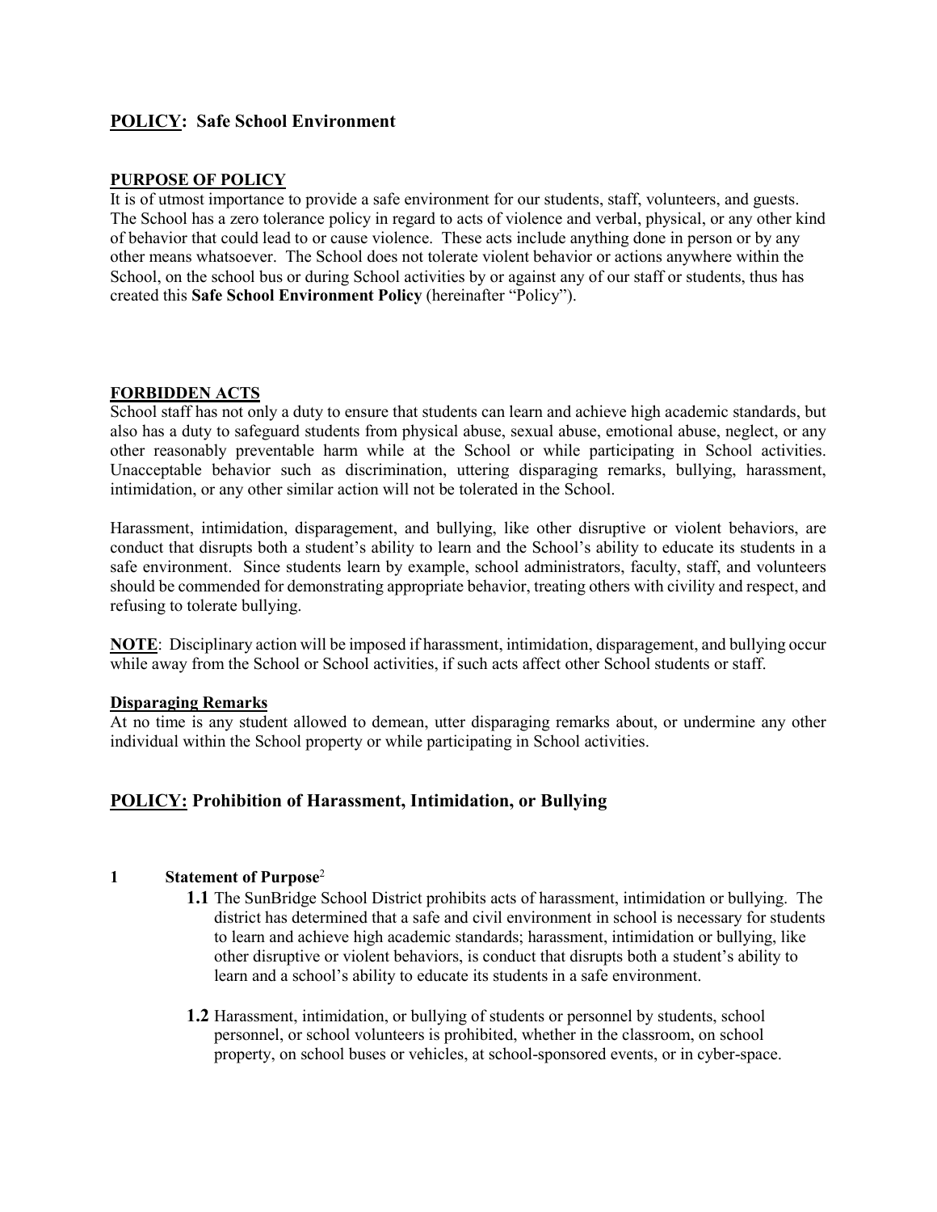## **<u>POLICY</u>: Safe School Environment**

**<u>PURPOSE OF POLICY</u>**

It is of utmost importance to provide a safe environment for our students, staff, volunteers, and guests. The School has a zero tolerance policy in regard to acts of violence and verbal, physical, or any other kind of behavior that could lead to or cause violence. These acts include anything done in person or by any other means whatsoever. The School does not tolerate violent behavior or actions anywhere within the School, on the school bus or during School activities by or against any of our staff or students, thus has created this **Safe School Environment Policy** (hereinafter "Policy").

**<u>FORBIDDEN ACTS</u>**

School staff has not only a duty to ensure that students can learn and achieve high academic standards, but also has a duty to safeguard students from physical abuse, sexual abuse, emotional abuse, neglect, or any other reasonably preventable harm while at the School or while participating in School activities. Unacceptable behavior such as discrimination, uttering disparaging remarks, bullying, harassment, intimidation, or any other similar action will not be tolerated in the School.

Harassment, intimidation, disparagement, and bullying, like other disruptive or violent behaviors, are conduct that disrupts both a student's ability to learn and the School's ability to educate its students in a safe environment. Since students learn by example, school administrators, faculty, staff, and volunteers should be commended for demonstrating appropriate behavior, treating others with civility and respect, and refusing to tolerate bullying.

**<u>NOTE</u>**: Disciplinary action will be imposed if harassment, intimidation, disparagement, and bullying occur while away from the School or School activities, if such acts affect other School students or staff.

**<u>Disparaging Remarks</u>**

At no time is any student allowed to demean, utter disparaging remarks about, or undermine any other individual within the School property or while participating in School activities.

## **<u>POLICY:</u> Prohibition of Harassment, Intimidation, or Bullying**

**1 Statement of Purpose**[2]

**1.1** The SunBridge School District prohibits acts of harassment, intimidation or bullying. The district has determined that a safe and civil environment in school is necessary for students to learn and achieve high academic standards; harassment, intimidation or bullying, like other disruptive or violent behaviors, is conduct that disrupts both a student's ability to learn and a school's ability to educate its students in a safe environment.

**1.2** Harassment, intimidation, or bullying of students or personnel by students, school personnel, or school volunteers is prohibited, whether in the classroom, on school property, on school buses or vehicles, at school-sponsored events, or in cyber-space.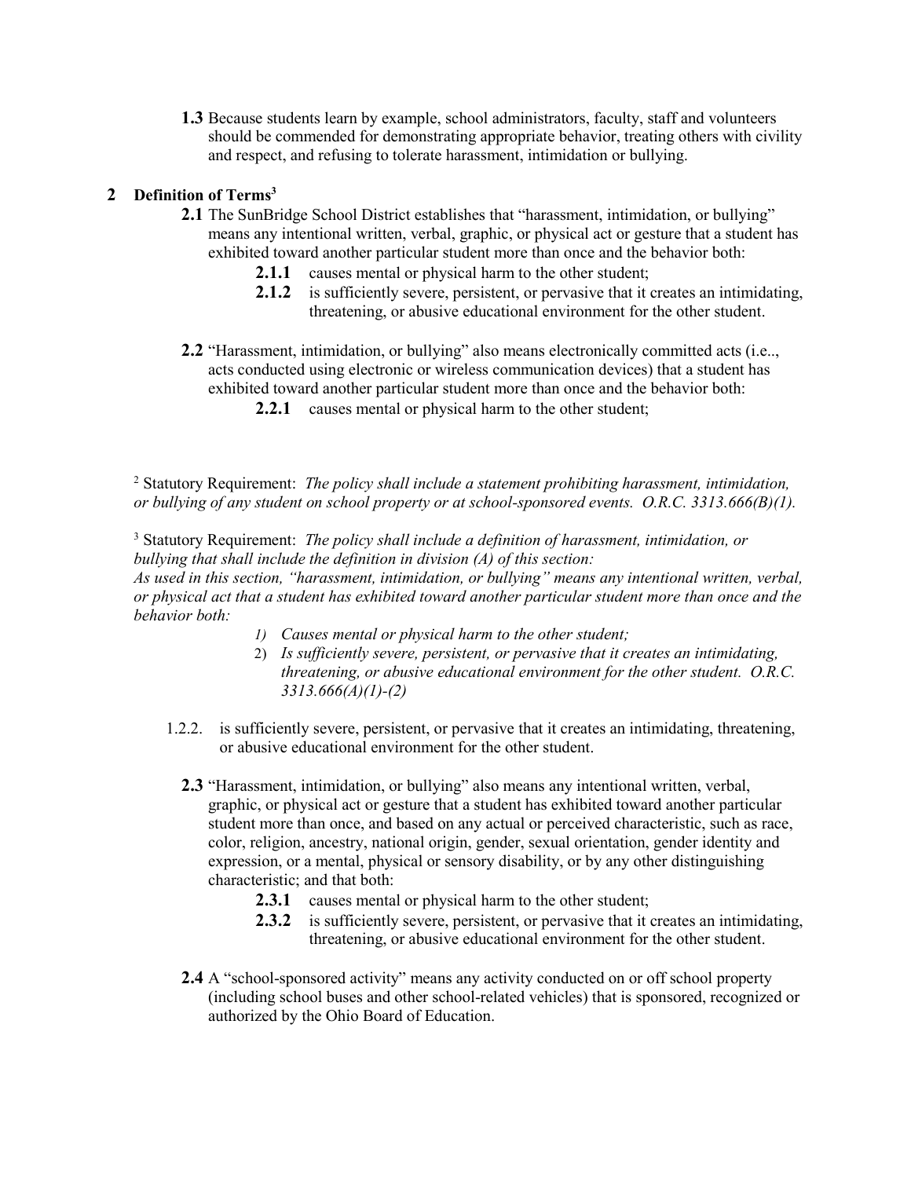**1.3** Because students learn by example, school administrators, faculty, staff and volunteers should be commended for demonstrating appropriate behavior, treating others with civility and respect, and refusing to tolerate harassment, intimidation or bullying.

## 2 Definition of Terms[3]

**2.1** The SunBridge School District establishes that "harassment, intimidation, or bullying" means any intentional written, verbal, graphic, or physical act or gesture that a student has exhibited toward another particular student more than once and the behavior both:

- **2.1.1** causes mental or physical harm to the other student;
- **2.1.2** is sufficiently severe, persistent, or pervasive that it creates an intimidating, threatening, or abusive educational environment for the other student.

**2.2** "Harassment, intimidation, or bullying" also means electronically committed acts (i.e.., acts conducted using electronic or wireless communication devices) that a student has exhibited toward another particular student more than once and the behavior both:

- **2.2.1** causes mental or physical harm to the other student;

[2] Statutory Requirement: *The policy shall include a statement prohibiting harassment, intimidation, or bullying of any student on school property or at school-sponsored events. O.R.C. 3313.666(B)(1).*

[3] Statutory Requirement: *The policy shall include a definition of harassment, intimidation, or bullying that shall include the definition in division (A) of this section: As used in this section, "harassment, intimidation, or bullying" means any intentional written, verbal, or physical act that a student has exhibited toward another particular student more than once and the behavior both:*

1) *Causes mental or physical harm to the other student;*
2) *Is sufficiently severe, persistent, or pervasive that it creates an intimidating, threatening, or abusive educational environment for the other student. O.R.C. 3313.666(A)(1)-(2)*

- 1.2.2. is sufficiently severe, persistent, or pervasive that it creates an intimidating, threatening, or abusive educational environment for the other student.

**2.3** "Harassment, intimidation, or bullying" also means any intentional written, verbal, graphic, or physical act or gesture that a student has exhibited toward another particular student more than once, and based on any actual or perceived characteristic, such as race, color, religion, ancestry, national origin, gender, sexual orientation, gender identity and expression, or a mental, physical or sensory disability, or by any other distinguishing characteristic; and that both:

- **2.3.1** causes mental or physical harm to the other student;
- **2.3.2** is sufficiently severe, persistent, or pervasive that it creates an intimidating, threatening, or abusive educational environment for the other student.

**2.4** A "school-sponsored activity" means any activity conducted on or off school property (including school buses and other school-related vehicles) that is sponsored, recognized or authorized by the Ohio Board of Education.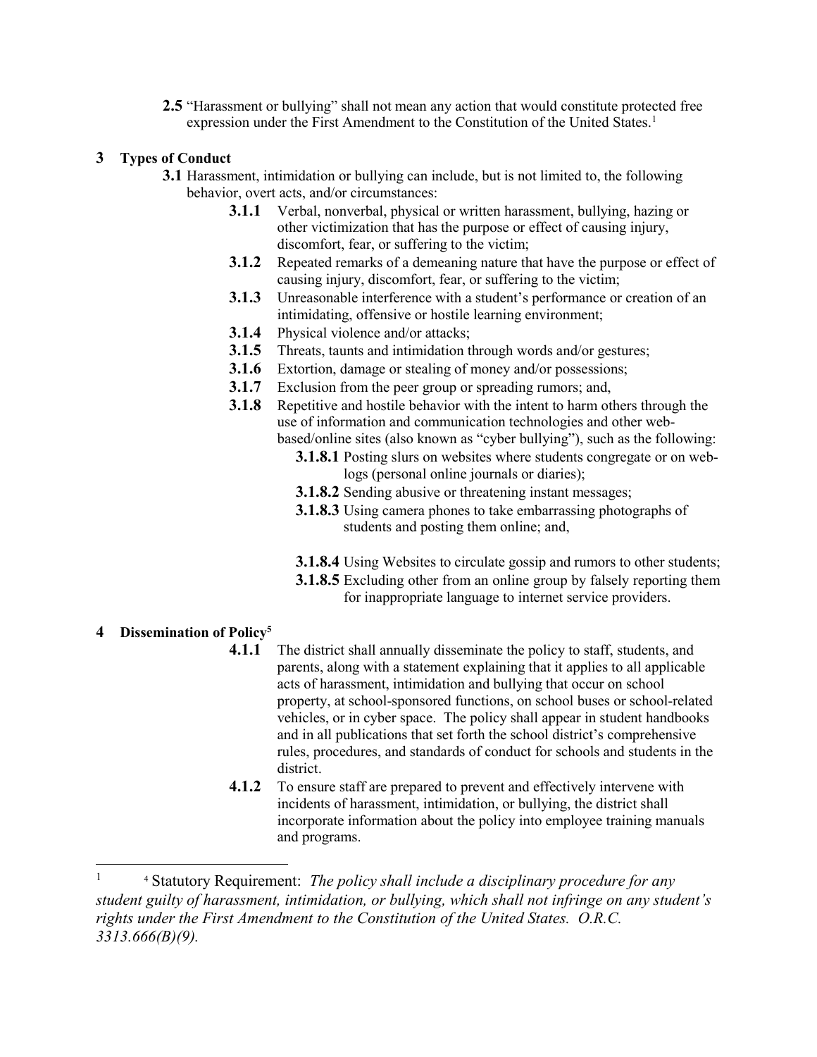**2.5** "Harassment or bullying" shall not mean any action that would constitute protected free expression under the First Amendment to the Constitution of the United States.[1]

## 3 Types of Conduct

**3.1** Harassment, intimidation or bullying can include, but is not limited to, the following behavior, overt acts, and/or circumstances:

- **3.1.1** Verbal, nonverbal, physical or written harassment, bullying, hazing or other victimization that has the purpose or effect of causing injury, discomfort, fear, or suffering to the victim;
- **3.1.2** Repeated remarks of a demeaning nature that have the purpose or effect of causing injury, discomfort, fear, or suffering to the victim;
- **3.1.3** Unreasonable interference with a student's performance or creation of an intimidating, offensive or hostile learning environment;
- **3.1.4** Physical violence and/or attacks;
- **3.1.5** Threats, taunts and intimidation through words and/or gestures;
- **3.1.6** Extortion, damage or stealing of money and/or possessions;
- **3.1.7** Exclusion from the peer group or spreading rumors; and,
- **3.1.8** Repetitive and hostile behavior with the intent to harm others through the use of information and communication technologies and other web-based/online sites (also known as "cyber bullying"), such as the following:
  - **3.1.8.1** Posting slurs on websites where students congregate or on web-logs (personal online journals or diaries);
  - **3.1.8.2** Sending abusive or threatening instant messages;
  - **3.1.8.3** Using camera phones to take embarrassing photographs of students and posting them online; and,
  - **3.1.8.4** Using Websites to circulate gossip and rumors to other students;
  - **3.1.8.5** Excluding other from an online group by falsely reporting them for inappropriate language to internet service providers.

## 4 Dissemination of Policy[5]

- **4.1.1** The district shall annually disseminate the policy to staff, students, and parents, along with a statement explaining that it applies to all applicable acts of harassment, intimidation and bullying that occur on school property, at school-sponsored functions, on school buses or school-related vehicles, or in cyber space. The policy shall appear in student handbooks and in all publications that set forth the school district's comprehensive rules, procedures, and standards of conduct for schools and students in the district.
- **4.1.2** To ensure staff are prepared to prevent and effectively intervene with incidents of harassment, intimidation, or bullying, the district shall incorporate information about the policy into employee training manuals and programs.

---

[1] [4] Statutory Requirement: *The policy shall include a disciplinary procedure for any student guilty of harassment, intimidation, or bullying, which shall not infringe on any student's rights under the First Amendment to the Constitution of the United States. O.R.C. 3313.666(B)(9).*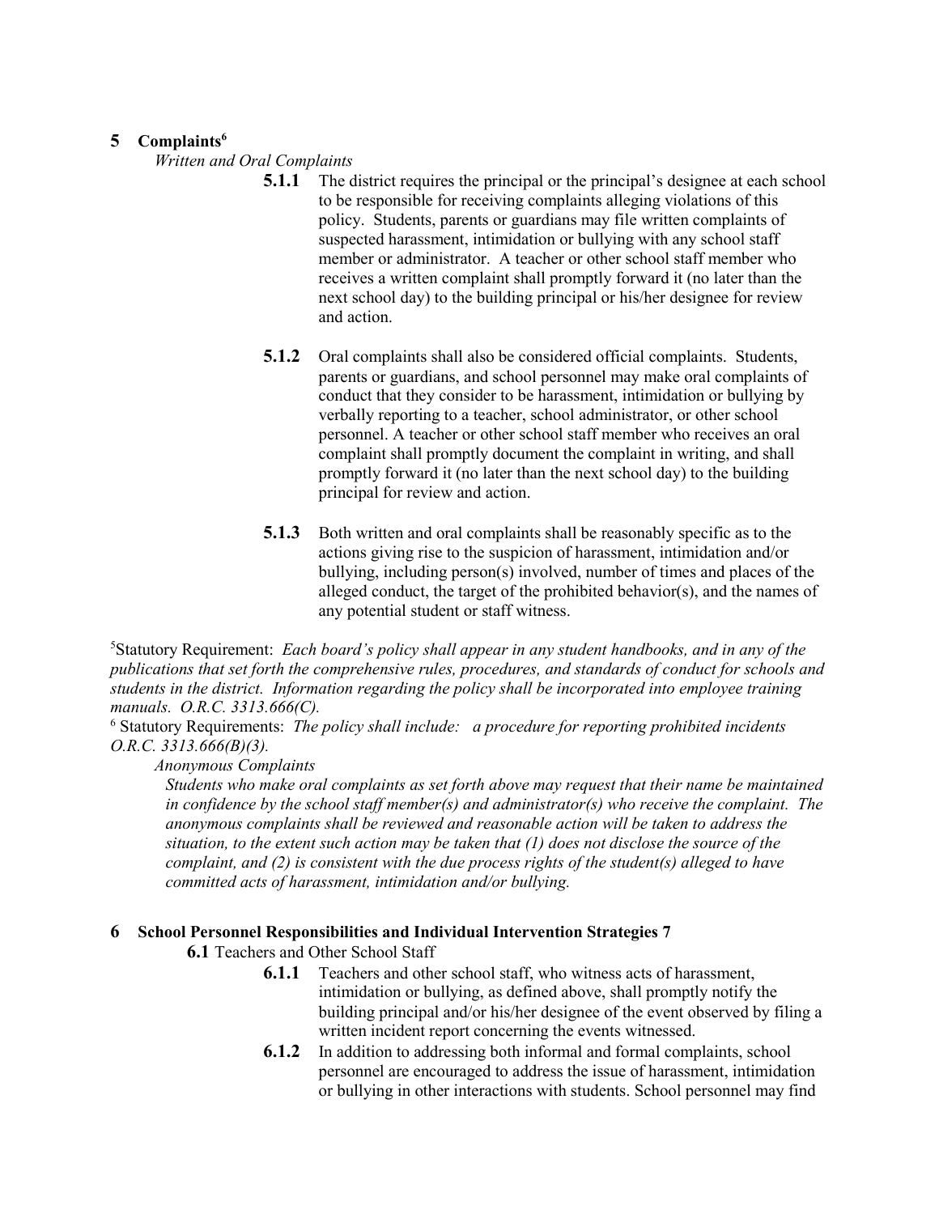## 5 Complaints[6]

*Written and Oral Complaints*

**5.1.1** The district requires the principal or the principal's designee at each school to be responsible for receiving complaints alleging violations of this policy. Students, parents or guardians may file written complaints of suspected harassment, intimidation or bullying with any school staff member or administrator. A teacher or other school staff member who receives a written complaint shall promptly forward it (no later than the next school day) to the building principal or his/her designee for review and action.

**5.1.2** Oral complaints shall also be considered official complaints. Students, parents or guardians, and school personnel may make oral complaints of conduct that they consider to be harassment, intimidation or bullying by verbally reporting to a teacher, school administrator, or other school personnel. A teacher or other school staff member who receives an oral complaint shall promptly document the complaint in writing, and shall promptly forward it (no later than the next school day) to the building principal for review and action.

**5.1.3** Both written and oral complaints shall be reasonably specific as to the actions giving rise to the suspicion of harassment, intimidation and/or bullying, including person(s) involved, number of times and places of the alleged conduct, the target of the prohibited behavior(s), and the names of any potential student or staff witness.

[5]Statutory Requirement: *Each board's policy shall appear in any student handbooks, and in any of the publications that set forth the comprehensive rules, procedures, and standards of conduct for schools and students in the district. Information regarding the policy shall be incorporated into employee training manuals. O.R.C. 3313.666(C).*

[6] Statutory Requirements: *The policy shall include: a procedure for reporting prohibited incidents O.R.C. 3313.666(B)(3).*

*Anonymous Complaints*

*Students who make oral complaints as set forth above may request that their name be maintained in confidence by the school staff member(s) and administrator(s) who receive the complaint. The anonymous complaints shall be reviewed and reasonable action will be taken to address the situation, to the extent such action may be taken that (1) does not disclose the source of the complaint, and (2) is consistent with the due process rights of the student(s) alleged to have committed acts of harassment, intimidation and/or bullying.*

## 6 School Personnel Responsibilities and Individual Intervention Strategies 7

**6.1** Teachers and Other School Staff

**6.1.1** Teachers and other school staff, who witness acts of harassment, intimidation or bullying, as defined above, shall promptly notify the building principal and/or his/her designee of the event observed by filing a written incident report concerning the events witnessed.

**6.1.2** In addition to addressing both informal and formal complaints, school personnel are encouraged to address the issue of harassment, intimidation or bullying in other interactions with students. School personnel may find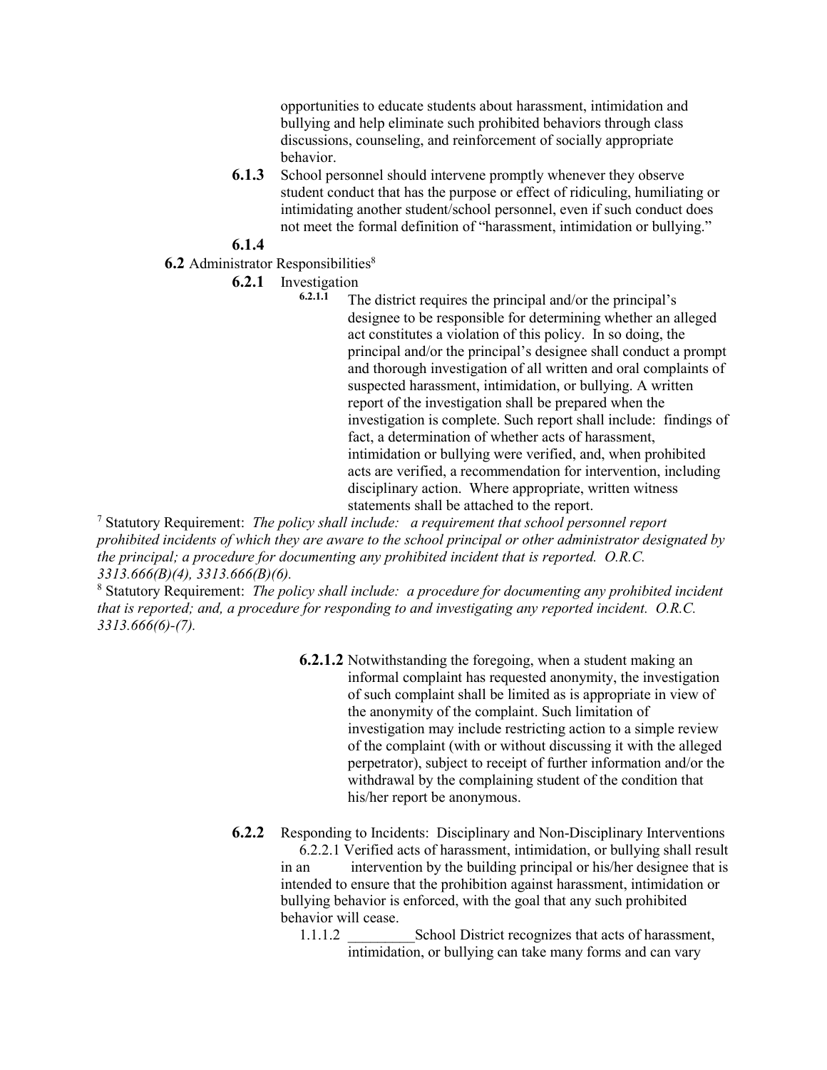opportunities to educate students about harassment, intimidation and bullying and help eliminate such prohibited behaviors through class discussions, counseling, and reinforcement of socially appropriate behavior.

**6.1.3** School personnel should intervene promptly whenever they observe student conduct that has the purpose or effect of ridiculing, humiliating or intimidating another student/school personnel, even if such conduct does not meet the formal definition of "harassment, intimidation or bullying."

**6.1.4**

**6.2** Administrator Responsibilities[8]

**6.2.1** Investigation

**6.2.1.1** The district requires the principal and/or the principal's designee to be responsible for determining whether an alleged act constitutes a violation of this policy. In so doing, the principal and/or the principal's designee shall conduct a prompt and thorough investigation of all written and oral complaints of suspected harassment, intimidation, or bullying. A written report of the investigation shall be prepared when the investigation is complete. Such report shall include: findings of fact, a determination of whether acts of harassment, intimidation or bullying were verified, and, when prohibited acts are verified, a recommendation for intervention, including disciplinary action. Where appropriate, written witness statements shall be attached to the report.

[7] Statutory Requirement: *The policy shall include: a requirement that school personnel report prohibited incidents of which they are aware to the school principal or other administrator designated by the principal; a procedure for documenting any prohibited incident that is reported. O.R.C. 3313.666(B)(4), 3313.666(B)(6).*

[8] Statutory Requirement: *The policy shall include: a procedure for documenting any prohibited incident that is reported; and, a procedure for responding to and investigating any reported incident. O.R.C. 3313.666(6)-(7).*

**6.2.1.2** Notwithstanding the foregoing, when a student making an informal complaint has requested anonymity, the investigation of such complaint shall be limited as is appropriate in view of the anonymity of the complaint. Such limitation of investigation may include restricting action to a simple review of the complaint (with or without discussing it with the alleged perpetrator), subject to receipt of further information and/or the withdrawal by the complaining student of the condition that his/her report be anonymous.

**6.2.2** Responding to Incidents: Disciplinary and Non-Disciplinary Interventions

6.2.2.1 Verified acts of harassment, intimidation, or bullying shall result in an intervention by the building principal or his/her designee that is intended to ensure that the prohibition against harassment, intimidation or bullying behavior is enforced, with the goal that any such prohibited behavior will cease.

1.1.1.2 _________School District recognizes that acts of harassment, intimidation, or bullying can take many forms and can vary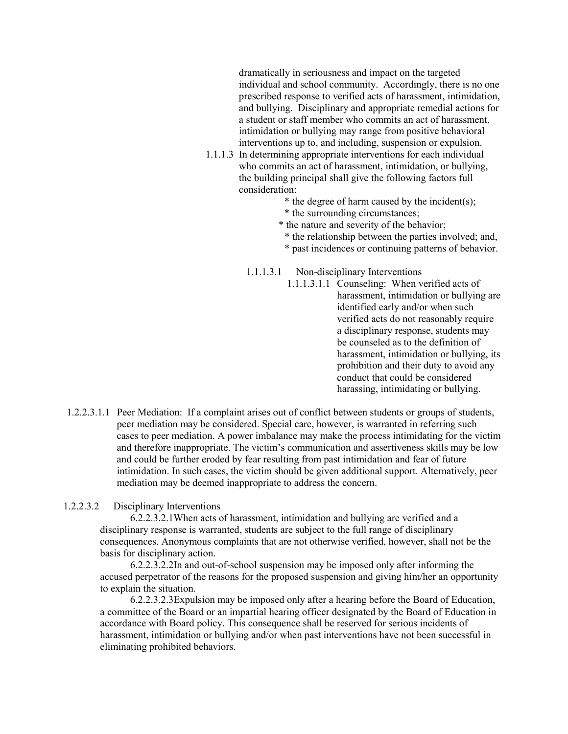dramatically in seriousness and impact on the targeted individual and school community. Accordingly, there is no one prescribed response to verified acts of harassment, intimidation, and bullying. Disciplinary and appropriate remedial actions for a student or staff member who commits an act of harassment, intimidation or bullying may range from positive behavioral interventions up to, and including, suspension or expulsion.

1.1.1.3 In determining appropriate interventions for each individual who commits an act of harassment, intimidation, or bullying, the building principal shall give the following factors full consideration:

* the degree of harm caused by the incident(s);
* the surrounding circumstances;
* the nature and severity of the behavior;
* the relationship between the parties involved; and,
* past incidences or continuing patterns of behavior.

1.1.1.3.1 Non-disciplinary Interventions

1.1.1.3.1.1 Counseling: When verified acts of harassment, intimidation or bullying are identified early and/or when such verified acts do not reasonably require a disciplinary response, students may be counseled as to the definition of harassment, intimidation or bullying, its prohibition and their duty to avoid any conduct that could be considered harassing, intimidating or bullying.

1.2.2.3.1.1 Peer Mediation: If a complaint arises out of conflict between students or groups of students, peer mediation may be considered. Special care, however, is warranted in referring such cases to peer mediation. A power imbalance may make the process intimidating for the victim and therefore inappropriate. The victim's communication and assertiveness skills may be low and could be further eroded by fear resulting from past intimidation and fear of future intimidation. In such cases, the victim should be given additional support. Alternatively, peer mediation may be deemed inappropriate to address the concern.

1.2.2.3.2 Disciplinary Interventions

6.2.2.3.2.1When acts of harassment, intimidation and bullying are verified and a disciplinary response is warranted, students are subject to the full range of disciplinary consequences. Anonymous complaints that are not otherwise verified, however, shall not be the basis for disciplinary action.

6.2.2.3.2.2In and out-of-school suspension may be imposed only after informing the accused perpetrator of the reasons for the proposed suspension and giving him/her an opportunity to explain the situation.

6.2.2.3.2.3Expulsion may be imposed only after a hearing before the Board of Education, a committee of the Board or an impartial hearing officer designated by the Board of Education in accordance with Board policy. This consequence shall be reserved for serious incidents of harassment, intimidation or bullying and/or when past interventions have not been successful in eliminating prohibited behaviors.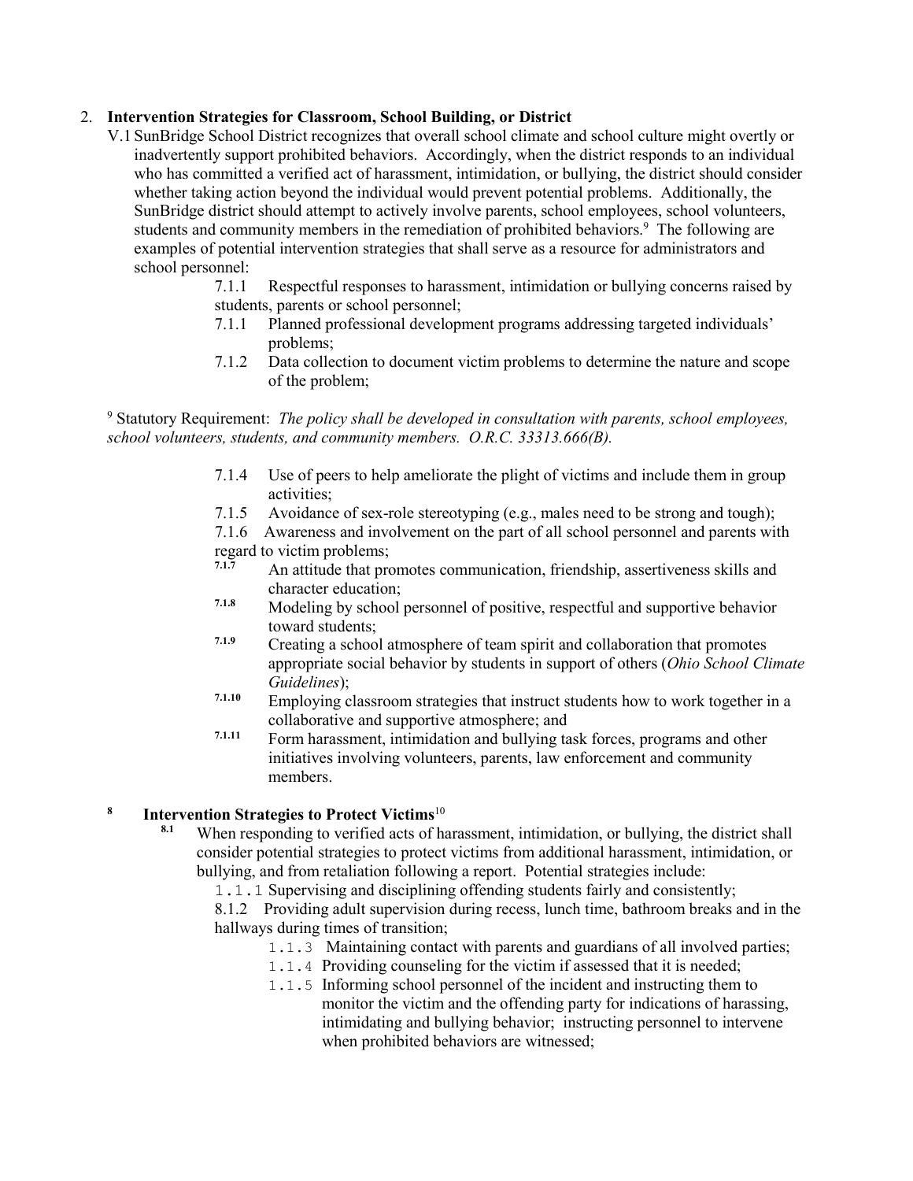2. **Intervention Strategies for Classroom, School Building, or District**

V.1 SunBridge School District recognizes that overall school climate and school culture might overtly or inadvertently support prohibited behaviors. Accordingly, when the district responds to an individual who has committed a verified act of harassment, intimidation, or bullying, the district should consider whether taking action beyond the individual would prevent potential problems. Additionally, the SunBridge district should attempt to actively involve parents, school employees, school volunteers, students and community members in the remediation of prohibited behaviors.[9] The following are examples of potential intervention strategies that shall serve as a resource for administrators and school personnel:

- 7.1.1 Respectful responses to harassment, intimidation or bullying concerns raised by students, parents or school personnel;
- 7.1.1 Planned professional development programs addressing targeted individuals' problems;
- 7.1.2 Data collection to document victim problems to determine the nature and scope of the problem;

[9] Statutory Requirement: *The policy shall be developed in consultation with parents, school employees, school volunteers, students, and community members. O.R.C. 33313.666(B).*

- 7.1.4 Use of peers to help ameliorate the plight of victims and include them in group activities;
- 7.1.5 Avoidance of sex-role stereotyping (e.g., males need to be strong and tough);
- 7.1.6 Awareness and involvement on the part of all school personnel and parents with regard to victim problems;
- 7.1.7 An attitude that promotes communication, friendship, assertiveness skills and character education;
- 7.1.8 Modeling by school personnel of positive, respectful and supportive behavior toward students;
- 7.1.9 Creating a school atmosphere of team spirit and collaboration that promotes appropriate social behavior by students in support of others (*Ohio School Climate Guidelines*);
- 7.1.10 Employing classroom strategies that instruct students how to work together in a collaborative and supportive atmosphere; and
- 7.1.11 Form harassment, intimidation and bullying task forces, programs and other initiatives involving volunteers, parents, law enforcement and community members.

8 **Intervention Strategies to Protect Victims**[10]

8.1 When responding to verified acts of harassment, intimidation, or bullying, the district shall consider potential strategies to protect victims from additional harassment, intimidation, or bullying, and from retaliation following a report. Potential strategies include:

- 1.1.1 Supervising and disciplining offending students fairly and consistently;
- 8.1.2 Providing adult supervision during recess, lunch time, bathroom breaks and in the hallways during times of transition;
- 1.1.3 Maintaining contact with parents and guardians of all involved parties;
- 1.1.4 Providing counseling for the victim if assessed that it is needed;
- 1.1.5 Informing school personnel of the incident and instructing them to monitor the victim and the offending party for indications of harassing, intimidating and bullying behavior; instructing personnel to intervene when prohibited behaviors are witnessed;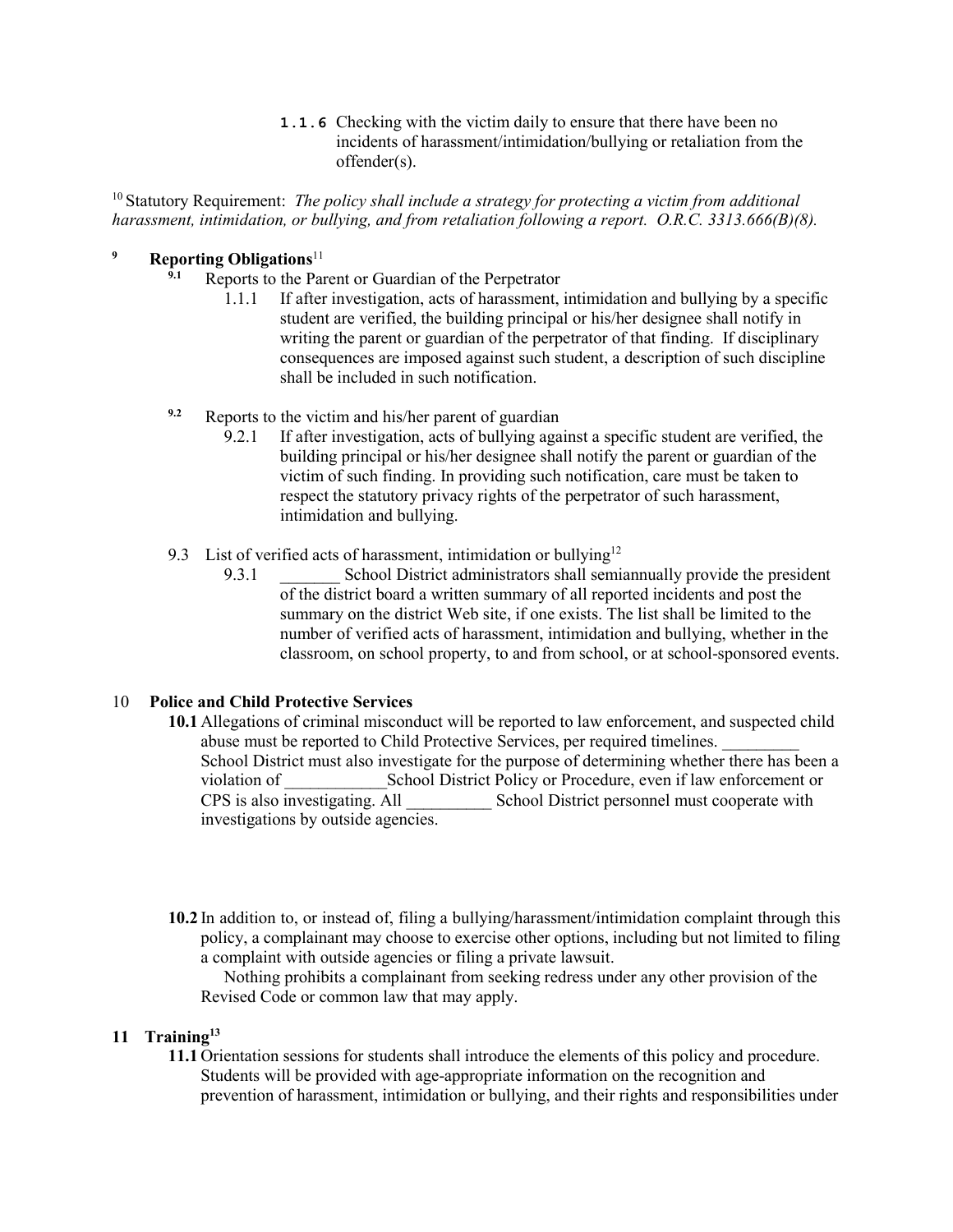1.1.6 Checking with the victim daily to ensure that there have been no incidents of harassment/intimidation/bullying or retaliation from the offender(s).

[10] Statutory Requirement: *The policy shall include a strategy for protecting a victim from additional harassment, intimidation, or bullying, and from retaliation following a report. O.R.C. 3313.666(B)(8).*

## 9 Reporting Obligations[11]

9.1 Reports to the Parent or Guardian of the Perpetrator

1.1.1 If after investigation, acts of harassment, intimidation and bullying by a specific student are verified, the building principal or his/her designee shall notify in writing the parent or guardian of the perpetrator of that finding. If disciplinary consequences are imposed against such student, a description of such discipline shall be included in such notification.

9.2 Reports to the victim and his/her parent of guardian

9.2.1 If after investigation, acts of bullying against a specific student are verified, the building principal or his/her designee shall notify the parent or guardian of the victim of such finding. In providing such notification, care must be taken to respect the statutory privacy rights of the perpetrator of such harassment, intimidation and bullying.

9.3 List of verified acts of harassment, intimidation or bullying[12]

9.3.1 _______ School District administrators shall semiannually provide the president of the district board a written summary of all reported incidents and post the summary on the district Web site, if one exists. The list shall be limited to the number of verified acts of harassment, intimidation and bullying, whether in the classroom, on school property, to and from school, or at school-sponsored events.

## 10 Police and Child Protective Services

**10.1** Allegations of criminal misconduct will be reported to law enforcement, and suspected child abuse must be reported to Child Protective Services, per required timelines. _________ School District must also investigate for the purpose of determining whether there has been a violation of ____________School District Policy or Procedure, even if law enforcement or CPS is also investigating. All __________ School District personnel must cooperate with investigations by outside agencies.

**10.2** In addition to, or instead of, filing a bullying/harassment/intimidation complaint through this policy, a complainant may choose to exercise other options, including but not limited to filing a complaint with outside agencies or filing a private lawsuit.

Nothing prohibits a complainant from seeking redress under any other provision of the Revised Code or common law that may apply.

## 11 Training[13]

**11.1** Orientation sessions for students shall introduce the elements of this policy and procedure. Students will be provided with age-appropriate information on the recognition and prevention of harassment, intimidation or bullying, and their rights and responsibilities under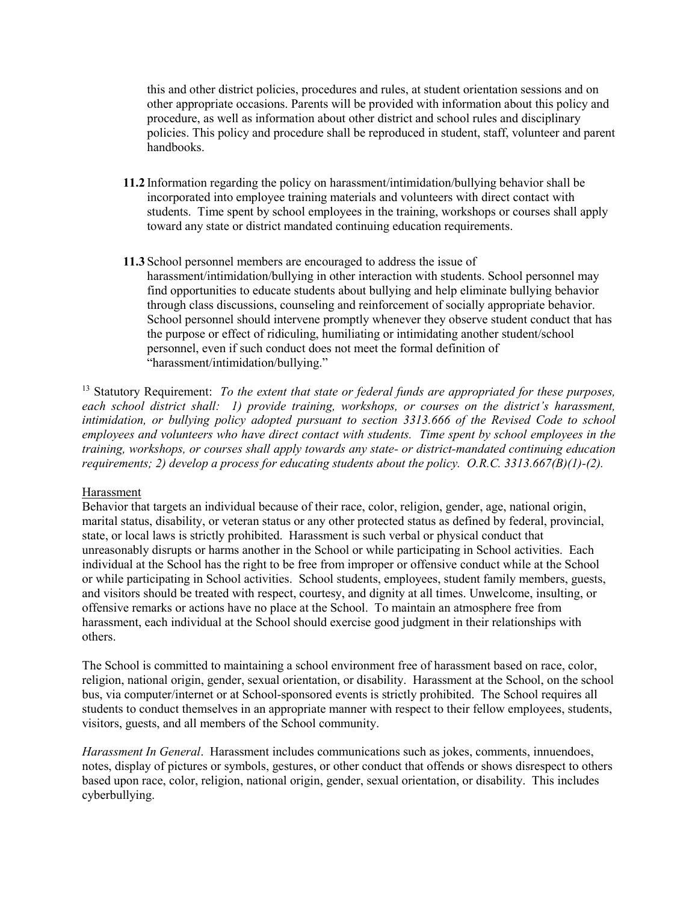this and other district policies, procedures and rules, at student orientation sessions and on other appropriate occasions. Parents will be provided with information about this policy and procedure, as well as information about other district and school rules and disciplinary policies. This policy and procedure shall be reproduced in student, staff, volunteer and parent handbooks.

**11.2** Information regarding the policy on harassment/intimidation/bullying behavior shall be incorporated into employee training materials and volunteers with direct contact with students. Time spent by school employees in the training, workshops or courses shall apply toward any state or district mandated continuing education requirements.

**11.3** School personnel members are encouraged to address the issue of harassment/intimidation/bullying in other interaction with students. School personnel may find opportunities to educate students about bullying and help eliminate bullying behavior through class discussions, counseling and reinforcement of socially appropriate behavior. School personnel should intervene promptly whenever they observe student conduct that has the purpose or effect of ridiculing, humiliating or intimidating another student/school personnel, even if such conduct does not meet the formal definition of "harassment/intimidation/bullying."

[13] Statutory Requirement: *To the extent that state or federal funds are appropriated for these purposes, each school district shall: 1) provide training, workshops, or courses on the district's harassment, intimidation, or bullying policy adopted pursuant to section 3313.666 of the Revised Code to school employees and volunteers who have direct contact with students. Time spent by school employees in the training, workshops, or courses shall apply towards any state- or district-mandated continuing education requirements; 2) develop a process for educating students about the policy. O.R.C. 3313.667(B)(1)-(2).*

Harassment

Behavior that targets an individual because of their race, color, religion, gender, age, national origin, marital status, disability, or veteran status or any other protected status as defined by federal, provincial, state, or local laws is strictly prohibited. Harassment is such verbal or physical conduct that unreasonably disrupts or harms another in the School or while participating in School activities. Each individual at the School has the right to be free from improper or offensive conduct while at the School or while participating in School activities. School students, employees, student family members, guests, and visitors should be treated with respect, courtesy, and dignity at all times. Unwelcome, insulting, or offensive remarks or actions have no place at the School. To maintain an atmosphere free from harassment, each individual at the School should exercise good judgment in their relationships with others.

The School is committed to maintaining a school environment free of harassment based on race, color, religion, national origin, gender, sexual orientation, or disability. Harassment at the School, on the school bus, via computer/internet or at School-sponsored events is strictly prohibited. The School requires all students to conduct themselves in an appropriate manner with respect to their fellow employees, students, visitors, guests, and all members of the School community.

*Harassment In General*. Harassment includes communications such as jokes, comments, innuendoes, notes, display of pictures or symbols, gestures, or other conduct that offends or shows disrespect to others based upon race, color, religion, national origin, gender, sexual orientation, or disability. This includes cyberbullying.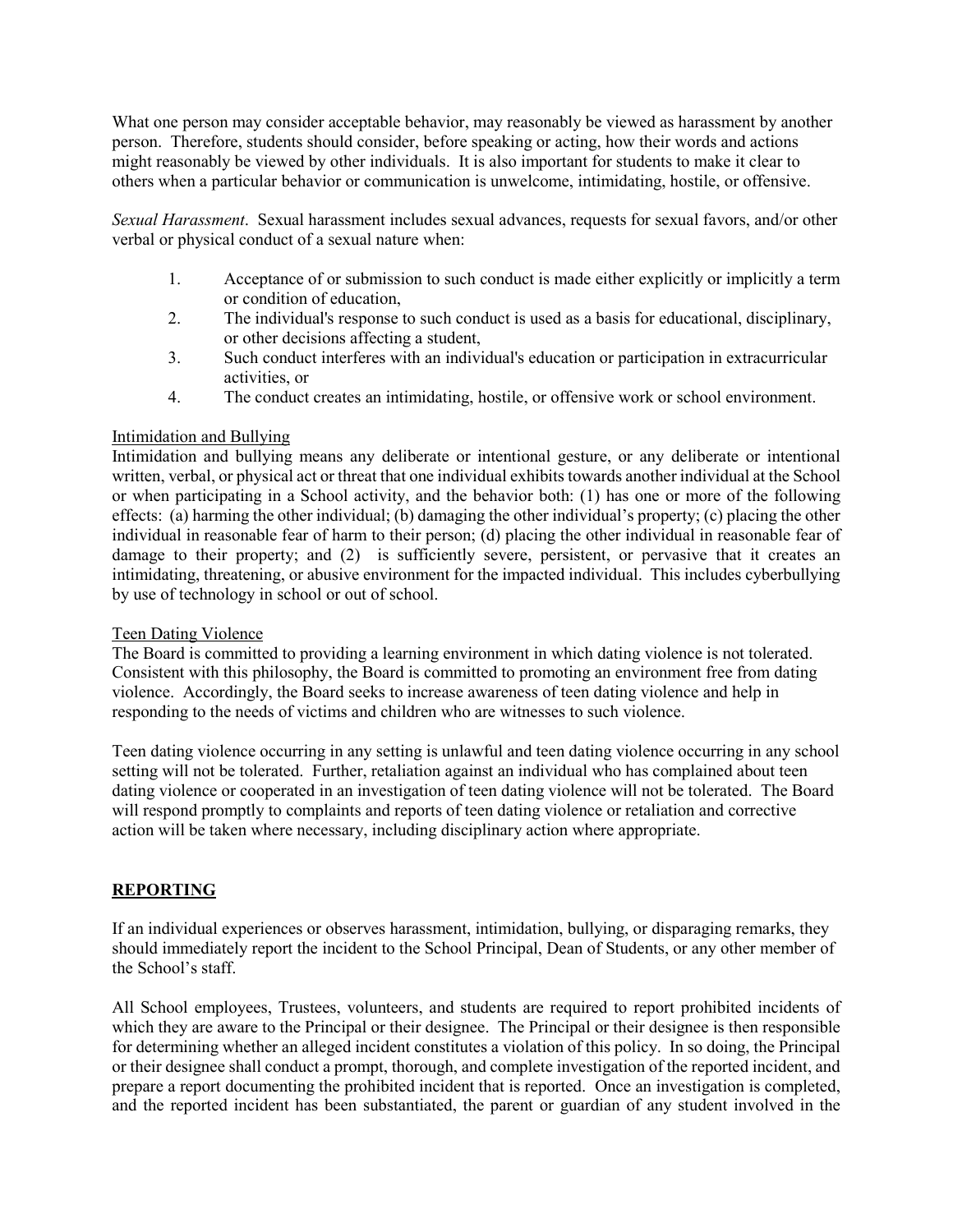What one person may consider acceptable behavior, may reasonably be viewed as harassment by another person. Therefore, students should consider, before speaking or acting, how their words and actions might reasonably be viewed by other individuals. It is also important for students to make it clear to others when a particular behavior or communication is unwelcome, intimidating, hostile, or offensive.

*Sexual Harassment*. Sexual harassment includes sexual advances, requests for sexual favors, and/or other verbal or physical conduct of a sexual nature when:

1. Acceptance of or submission to such conduct is made either explicitly or implicitly a term or condition of education,
2. The individual's response to such conduct is used as a basis for educational, disciplinary, or other decisions affecting a student,
3. Such conduct interferes with an individual's education or participation in extracurricular activities, or
4. The conduct creates an intimidating, hostile, or offensive work or school environment.

<u>Intimidation and Bullying</u>

Intimidation and bullying means any deliberate or intentional gesture, or any deliberate or intentional written, verbal, or physical act or threat that one individual exhibits towards another individual at the School or when participating in a School activity, and the behavior both: (1) has one or more of the following effects: (a) harming the other individual; (b) damaging the other individual's property; (c) placing the other individual in reasonable fear of harm to their person; (d) placing the other individual in reasonable fear of damage to their property; and (2) is sufficiently severe, persistent, or pervasive that it creates an intimidating, threatening, or abusive environment for the impacted individual. This includes cyberbullying by use of technology in school or out of school.

<u>Teen Dating Violence</u>

The Board is committed to providing a learning environment in which dating violence is not tolerated. Consistent with this philosophy, the Board is committed to promoting an environment free from dating violence. Accordingly, the Board seeks to increase awareness of teen dating violence and help in responding to the needs of victims and children who are witnesses to such violence.

Teen dating violence occurring in any setting is unlawful and teen dating violence occurring in any school setting will not be tolerated. Further, retaliation against an individual who has complained about teen dating violence or cooperated in an investigation of teen dating violence will not be tolerated. The Board will respond promptly to complaints and reports of teen dating violence or retaliation and corrective action will be taken where necessary, including disciplinary action where appropriate.

## <u>**REPORTING**</u>

If an individual experiences or observes harassment, intimidation, bullying, or disparaging remarks, they should immediately report the incident to the School Principal, Dean of Students, or any other member of the School's staff.

All School employees, Trustees, volunteers, and students are required to report prohibited incidents of which they are aware to the Principal or their designee. The Principal or their designee is then responsible for determining whether an alleged incident constitutes a violation of this policy. In so doing, the Principal or their designee shall conduct a prompt, thorough, and complete investigation of the reported incident, and prepare a report documenting the prohibited incident that is reported. Once an investigation is completed, and the reported incident has been substantiated, the parent or guardian of any student involved in the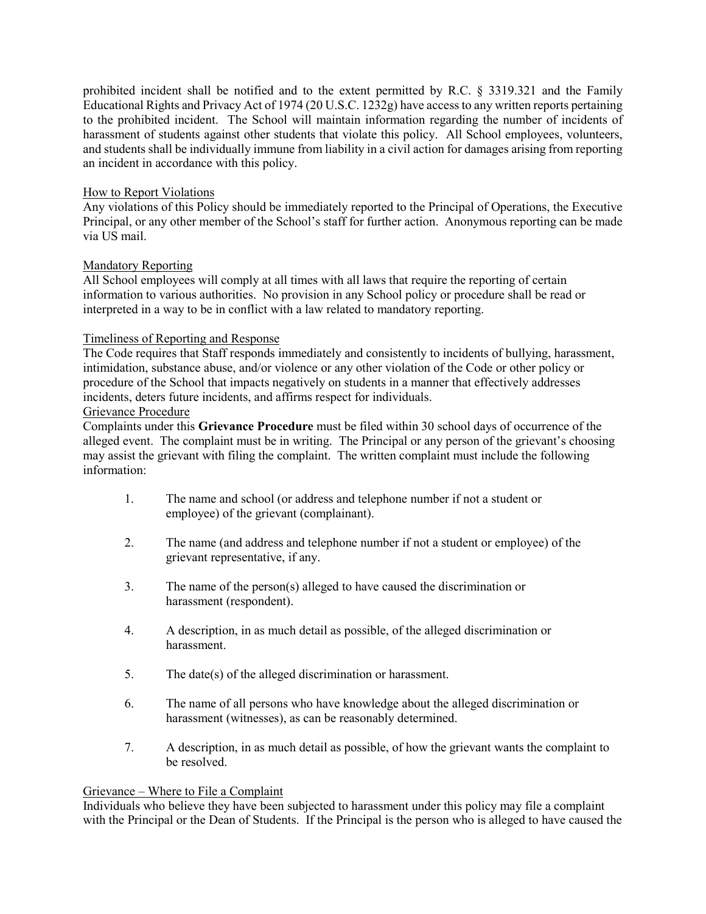prohibited incident shall be notified and to the extent permitted by R.C. § 3319.321 and the Family Educational Rights and Privacy Act of 1974 (20 U.S.C. 1232g) have access to any written reports pertaining to the prohibited incident. The School will maintain information regarding the number of incidents of harassment of students against other students that violate this policy. All School employees, volunteers, and students shall be individually immune from liability in a civil action for damages arising from reporting an incident in accordance with this policy.

## How to Report Violations

Any violations of this Policy should be immediately reported to the Principal of Operations, the Executive Principal, or any other member of the School's staff for further action. Anonymous reporting can be made via US mail.

## Mandatory Reporting

All School employees will comply at all times with all laws that require the reporting of certain information to various authorities. No provision in any School policy or procedure shall be read or interpreted in a way to be in conflict with a law related to mandatory reporting.

## Timeliness of Reporting and Response

The Code requires that Staff responds immediately and consistently to incidents of bullying, harassment, intimidation, substance abuse, and/or violence or any other violation of the Code or other policy or procedure of the School that impacts negatively on students in a manner that effectively addresses incidents, deters future incidents, and affirms respect for individuals.

## Grievance Procedure

Complaints under this **Grievance Procedure** must be filed within 30 school days of occurrence of the alleged event. The complaint must be in writing. The Principal or any person of the grievant's choosing may assist the grievant with filing the complaint. The written complaint must include the following information:

1. The name and school (or address and telephone number if not a student or employee) of the grievant (complainant).
2. The name (and address and telephone number if not a student or employee) of the grievant representative, if any.
3. The name of the person(s) alleged to have caused the discrimination or harassment (respondent).
4. A description, in as much detail as possible, of the alleged discrimination or harassment.
5. The date(s) of the alleged discrimination or harassment.
6. The name of all persons who have knowledge about the alleged discrimination or harassment (witnesses), as can be reasonably determined.
7. A description, in as much detail as possible, of how the grievant wants the complaint to be resolved.

## Grievance – Where to File a Complaint

Individuals who believe they have been subjected to harassment under this policy may file a complaint with the Principal or the Dean of Students. If the Principal is the person who is alleged to have caused the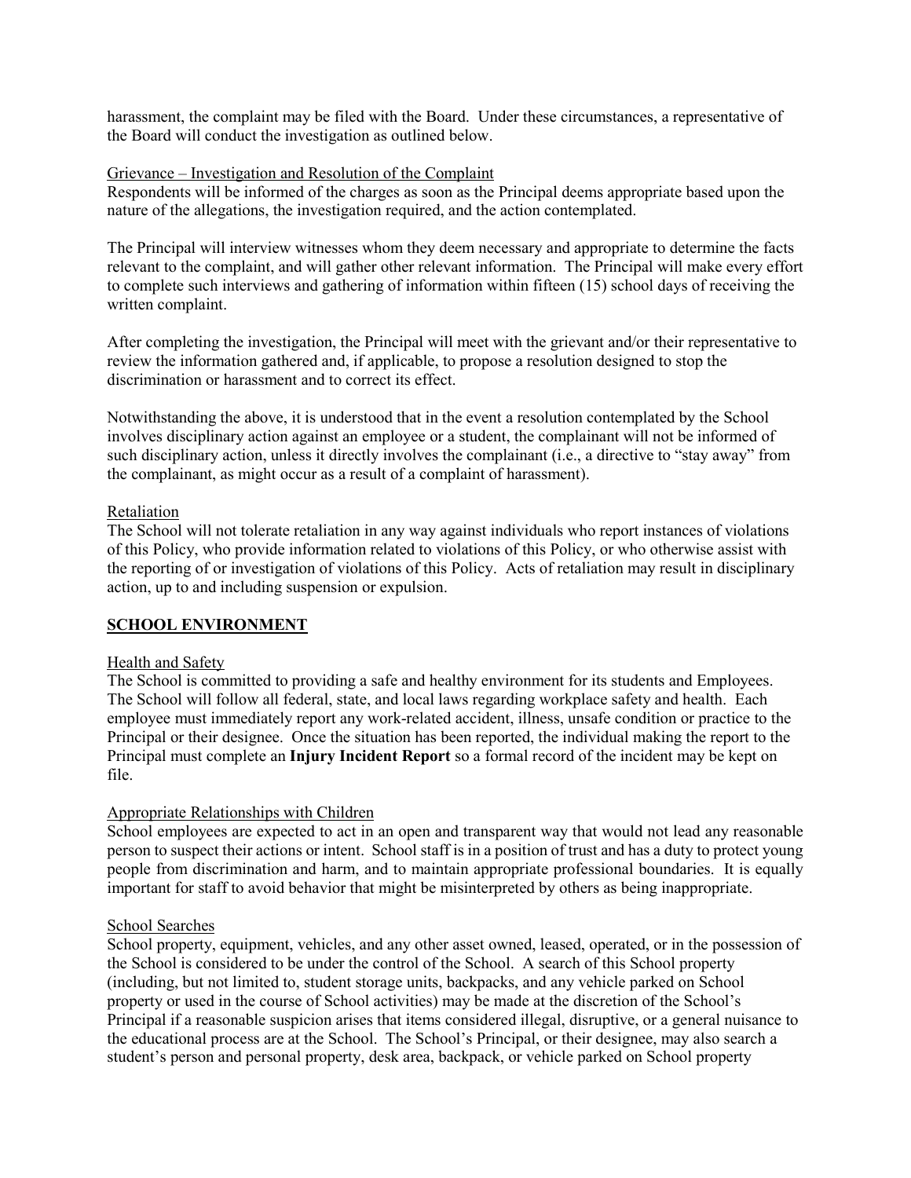harassment, the complaint may be filed with the Board. Under these circumstances, a representative of the Board will conduct the investigation as outlined below.

Grievance – Investigation and Resolution of the Complaint

Respondents will be informed of the charges as soon as the Principal deems appropriate based upon the nature of the allegations, the investigation required, and the action contemplated.

The Principal will interview witnesses whom they deem necessary and appropriate to determine the facts relevant to the complaint, and will gather other relevant information. The Principal will make every effort to complete such interviews and gathering of information within fifteen (15) school days of receiving the written complaint.

After completing the investigation, the Principal will meet with the grievant and/or their representative to review the information gathered and, if applicable, to propose a resolution designed to stop the discrimination or harassment and to correct its effect.

Notwithstanding the above, it is understood that in the event a resolution contemplated by the School involves disciplinary action against an employee or a student, the complainant will not be informed of such disciplinary action, unless it directly involves the complainant (i.e., a directive to "stay away" from the complainant, as might occur as a result of a complaint of harassment).

Retaliation

The School will not tolerate retaliation in any way against individuals who report instances of violations of this Policy, who provide information related to violations of this Policy, or who otherwise assist with the reporting of or investigation of violations of this Policy. Acts of retaliation may result in disciplinary action, up to and including suspension or expulsion.

## SCHOOL ENVIRONMENT

Health and Safety

The School is committed to providing a safe and healthy environment for its students and Employees. The School will follow all federal, state, and local laws regarding workplace safety and health. Each employee must immediately report any work-related accident, illness, unsafe condition or practice to the Principal or their designee. Once the situation has been reported, the individual making the report to the Principal must complete an **Injury Incident Report** so a formal record of the incident may be kept on file.

Appropriate Relationships with Children

School employees are expected to act in an open and transparent way that would not lead any reasonable person to suspect their actions or intent. School staff is in a position of trust and has a duty to protect young people from discrimination and harm, and to maintain appropriate professional boundaries. It is equally important for staff to avoid behavior that might be misinterpreted by others as being inappropriate.

School Searches

School property, equipment, vehicles, and any other asset owned, leased, operated, or in the possession of the School is considered to be under the control of the School. A search of this School property (including, but not limited to, student storage units, backpacks, and any vehicle parked on School property or used in the course of School activities) may be made at the discretion of the School's Principal if a reasonable suspicion arises that items considered illegal, disruptive, or a general nuisance to the educational process are at the School. The School's Principal, or their designee, may also search a student's person and personal property, desk area, backpack, or vehicle parked on School property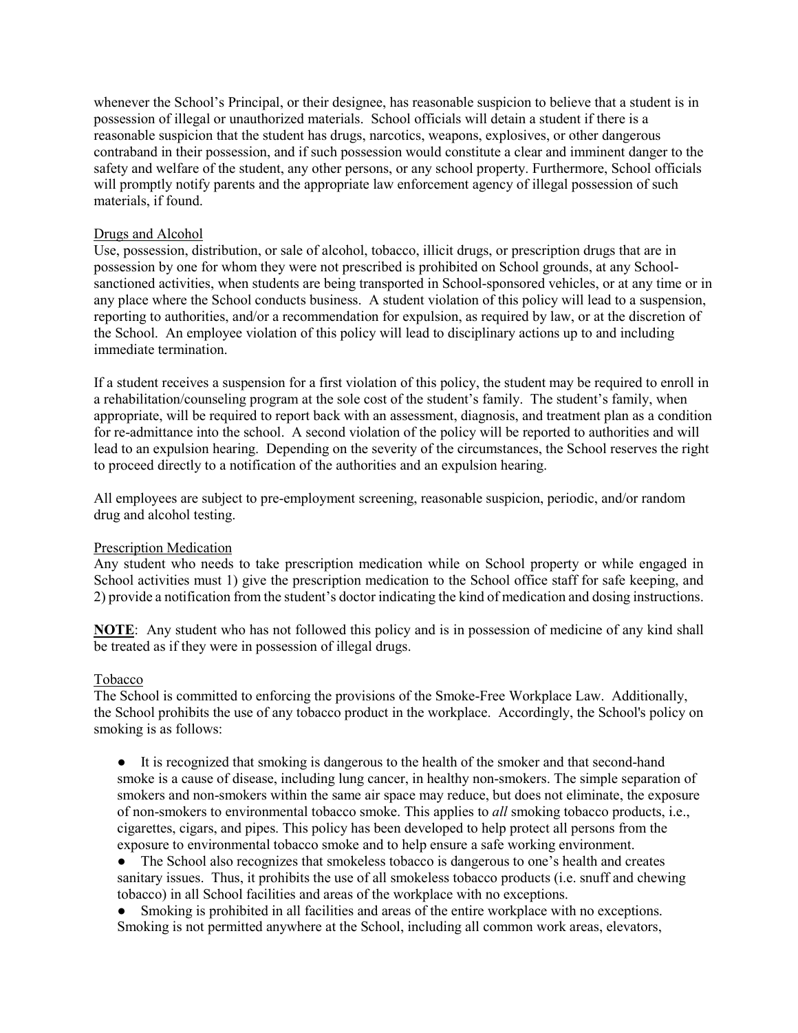whenever the School's Principal, or their designee, has reasonable suspicion to believe that a student is in possession of illegal or unauthorized materials. School officials will detain a student if there is a reasonable suspicion that the student has drugs, narcotics, weapons, explosives, or other dangerous contraband in their possession, and if such possession would constitute a clear and imminent danger to the safety and welfare of the student, any other persons, or any school property. Furthermore, School officials will promptly notify parents and the appropriate law enforcement agency of illegal possession of such materials, if found.

Drugs and Alcohol

Use, possession, distribution, or sale of alcohol, tobacco, illicit drugs, or prescription drugs that are in possession by one for whom they were not prescribed is prohibited on School grounds, at any School-sanctioned activities, when students are being transported in School-sponsored vehicles, or at any time or in any place where the School conducts business. A student violation of this policy will lead to a suspension, reporting to authorities, and/or a recommendation for expulsion, as required by law, or at the discretion of the School. An employee violation of this policy will lead to disciplinary actions up to and including immediate termination.

If a student receives a suspension for a first violation of this policy, the student may be required to enroll in a rehabilitation/counseling program at the sole cost of the student's family. The student's family, when appropriate, will be required to report back with an assessment, diagnosis, and treatment plan as a condition for re-admittance into the school. A second violation of the policy will be reported to authorities and will lead to an expulsion hearing. Depending on the severity of the circumstances, the School reserves the right to proceed directly to a notification of the authorities and an expulsion hearing.

All employees are subject to pre-employment screening, reasonable suspicion, periodic, and/or random drug and alcohol testing.

Prescription Medication

Any student who needs to take prescription medication while on School property or while engaged in School activities must 1) give the prescription medication to the School office staff for safe keeping, and 2) provide a notification from the student's doctor indicating the kind of medication and dosing instructions.

**NOTE**: Any student who has not followed this policy and is in possession of medicine of any kind shall be treated as if they were in possession of illegal drugs.

Tobacco

The School is committed to enforcing the provisions of the Smoke-Free Workplace Law. Additionally, the School prohibits the use of any tobacco product in the workplace. Accordingly, the School's policy on smoking is as follows:

- It is recognized that smoking is dangerous to the health of the smoker and that second-hand smoke is a cause of disease, including lung cancer, in healthy non-smokers. The simple separation of smokers and non-smokers within the same air space may reduce, but does not eliminate, the exposure of non-smokers to environmental tobacco smoke. This applies to *all* smoking tobacco products, i.e., cigarettes, cigars, and pipes. This policy has been developed to help protect all persons from the exposure to environmental tobacco smoke and to help ensure a safe working environment.
- The School also recognizes that smokeless tobacco is dangerous to one's health and creates sanitary issues. Thus, it prohibits the use of all smokeless tobacco products (i.e. snuff and chewing tobacco) in all School facilities and areas of the workplace with no exceptions.
- Smoking is prohibited in all facilities and areas of the entire workplace with no exceptions. Smoking is not permitted anywhere at the School, including all common work areas, elevators,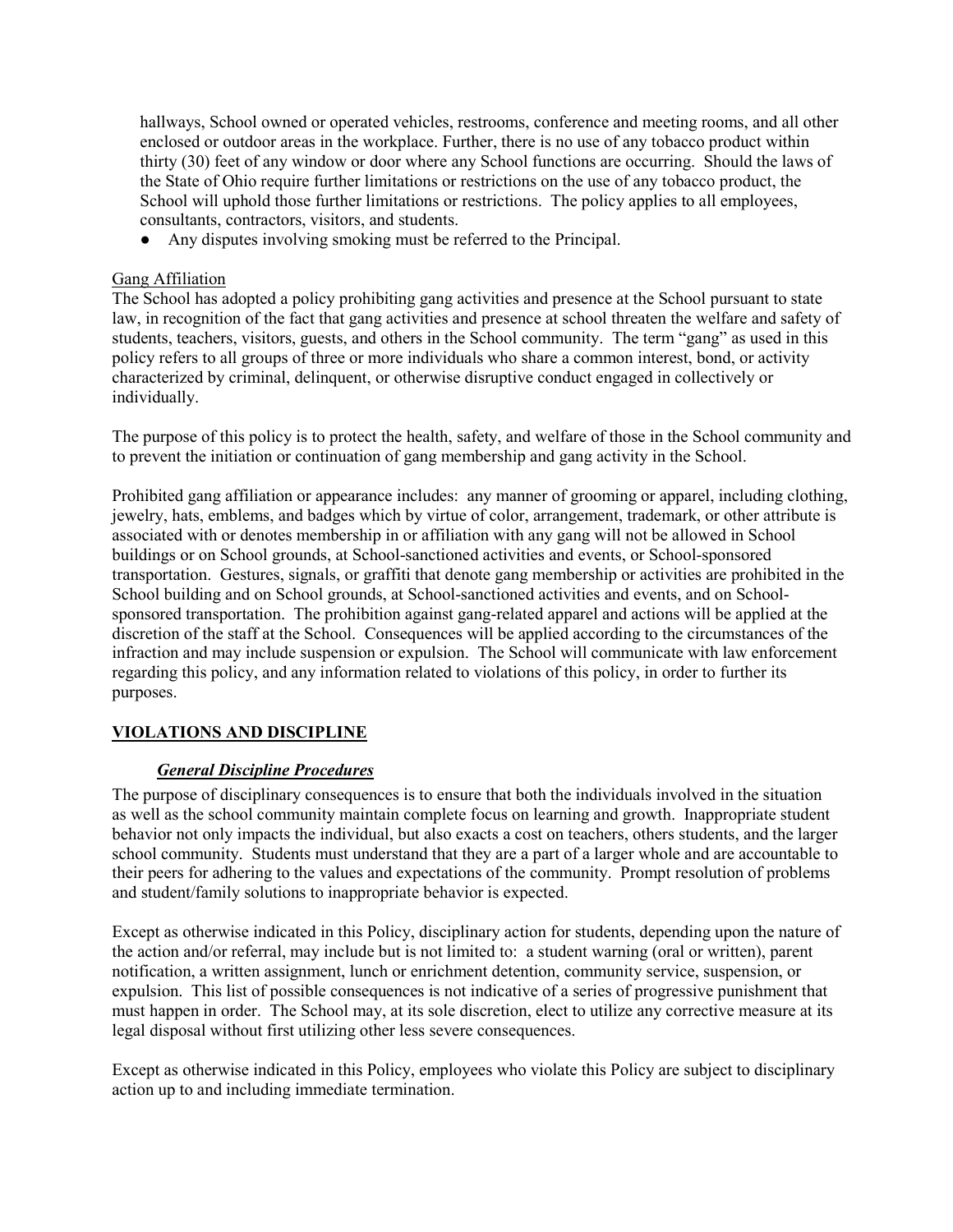hallways, School owned or operated vehicles, restrooms, conference and meeting rooms, and all other enclosed or outdoor areas in the workplace. Further, there is no use of any tobacco product within thirty (30) feet of any window or door where any School functions are occurring. Should the laws of the State of Ohio require further limitations or restrictions on the use of any tobacco product, the School will uphold those further limitations or restrictions. The policy applies to all employees, consultants, contractors, visitors, and students.

- Any disputes involving smoking must be referred to the Principal.

Gang Affiliation

The School has adopted a policy prohibiting gang activities and presence at the School pursuant to state law, in recognition of the fact that gang activities and presence at school threaten the welfare and safety of students, teachers, visitors, guests, and others in the School community. The term "gang" as used in this policy refers to all groups of three or more individuals who share a common interest, bond, or activity characterized by criminal, delinquent, or otherwise disruptive conduct engaged in collectively or individually.

The purpose of this policy is to protect the health, safety, and welfare of those in the School community and to prevent the initiation or continuation of gang membership and gang activity in the School.

Prohibited gang affiliation or appearance includes: any manner of grooming or apparel, including clothing, jewelry, hats, emblems, and badges which by virtue of color, arrangement, trademark, or other attribute is associated with or denotes membership in or affiliation with any gang will not be allowed in School buildings or on School grounds, at School-sanctioned activities and events, or School-sponsored transportation. Gestures, signals, or graffiti that denote gang membership or activities are prohibited in the School building and on School grounds, at School-sanctioned activities and events, and on School-sponsored transportation. The prohibition against gang-related apparel and actions will be applied at the discretion of the staff at the School. Consequences will be applied according to the circumstances of the infraction and may include suspension or expulsion. The School will communicate with law enforcement regarding this policy, and any information related to violations of this policy, in order to further its purposes.

## VIOLATIONS AND DISCIPLINE

### ***General Discipline Procedures***

The purpose of disciplinary consequences is to ensure that both the individuals involved in the situation as well as the school community maintain complete focus on learning and growth. Inappropriate student behavior not only impacts the individual, but also exacts a cost on teachers, others students, and the larger school community. Students must understand that they are a part of a larger whole and are accountable to their peers for adhering to the values and expectations of the community. Prompt resolution of problems and student/family solutions to inappropriate behavior is expected.

Except as otherwise indicated in this Policy, disciplinary action for students, depending upon the nature of the action and/or referral, may include but is not limited to: a student warning (oral or written), parent notification, a written assignment, lunch or enrichment detention, community service, suspension, or expulsion. This list of possible consequences is not indicative of a series of progressive punishment that must happen in order. The School may, at its sole discretion, elect to utilize any corrective measure at its legal disposal without first utilizing other less severe consequences.

Except as otherwise indicated in this Policy, employees who violate this Policy are subject to disciplinary action up to and including immediate termination.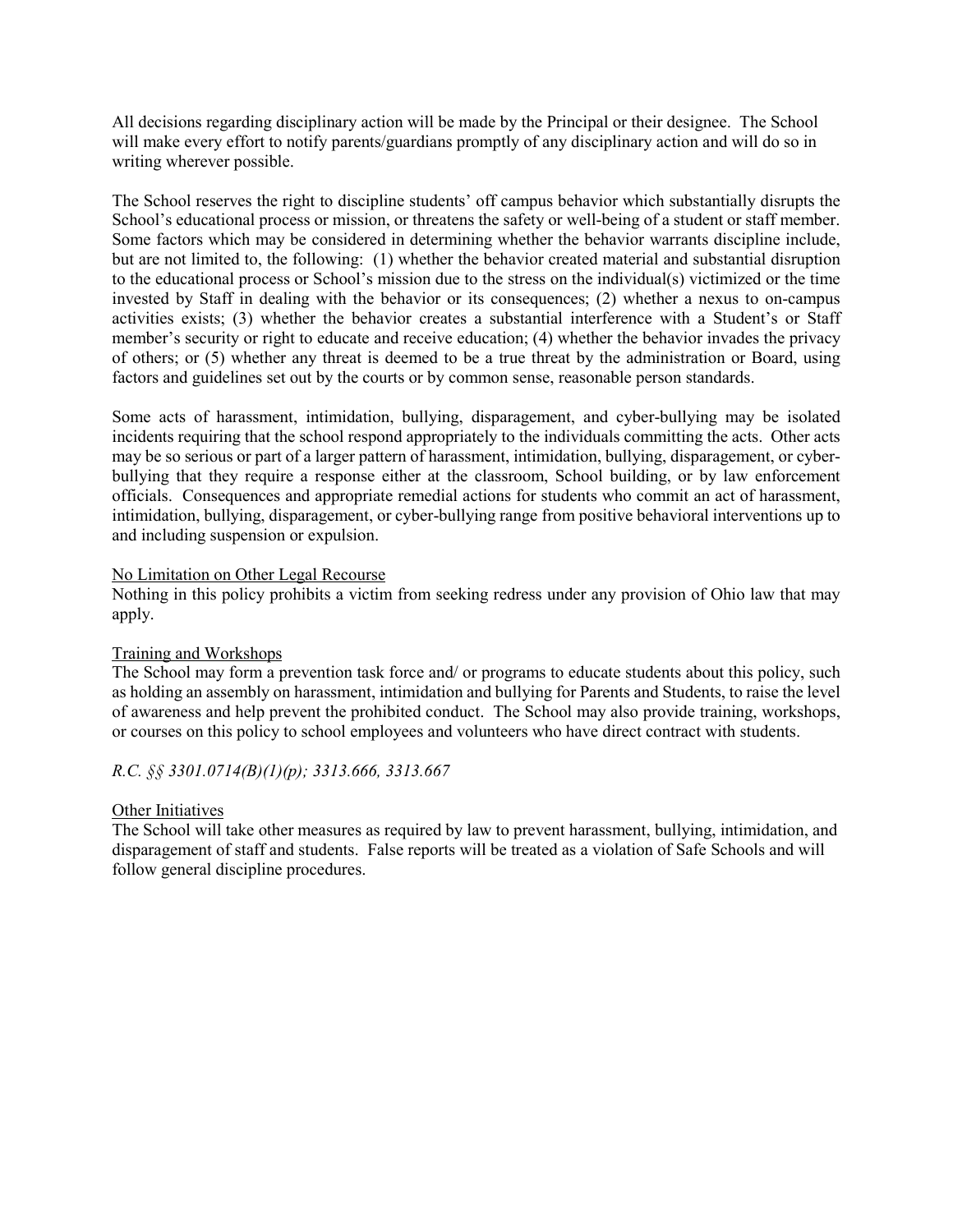All decisions regarding disciplinary action will be made by the Principal or their designee. The School will make every effort to notify parents/guardians promptly of any disciplinary action and will do so in writing wherever possible.

The School reserves the right to discipline students' off campus behavior which substantially disrupts the School's educational process or mission, or threatens the safety or well-being of a student or staff member. Some factors which may be considered in determining whether the behavior warrants discipline include, but are not limited to, the following: (1) whether the behavior created material and substantial disruption to the educational process or School's mission due to the stress on the individual(s) victimized or the time invested by Staff in dealing with the behavior or its consequences; (2) whether a nexus to on-campus activities exists; (3) whether the behavior creates a substantial interference with a Student's or Staff member's security or right to educate and receive education; (4) whether the behavior invades the privacy of others; or (5) whether any threat is deemed to be a true threat by the administration or Board, using factors and guidelines set out by the courts or by common sense, reasonable person standards.

Some acts of harassment, intimidation, bullying, disparagement, and cyber-bullying may be isolated incidents requiring that the school respond appropriately to the individuals committing the acts. Other acts may be so serious or part of a larger pattern of harassment, intimidation, bullying, disparagement, or cyber-bullying that they require a response either at the classroom, School building, or by law enforcement officials. Consequences and appropriate remedial actions for students who commit an act of harassment, intimidation, bullying, disparagement, or cyber-bullying range from positive behavioral interventions up to and including suspension or expulsion.

No Limitation on Other Legal Recourse

Nothing in this policy prohibits a victim from seeking redress under any provision of Ohio law that may apply.

Training and Workshops

The School may form a prevention task force and/ or programs to educate students about this policy, such as holding an assembly on harassment, intimidation and bullying for Parents and Students, to raise the level of awareness and help prevent the prohibited conduct. The School may also provide training, workshops, or courses on this policy to school employees and volunteers who have direct contract with students.

*R.C. §§ 3301.0714(B)(1)(p); 3313.666, 3313.667*

Other Initiatives

The School will take other measures as required by law to prevent harassment, bullying, intimidation, and disparagement of staff and students. False reports will be treated as a violation of Safe Schools and will follow general discipline procedures.